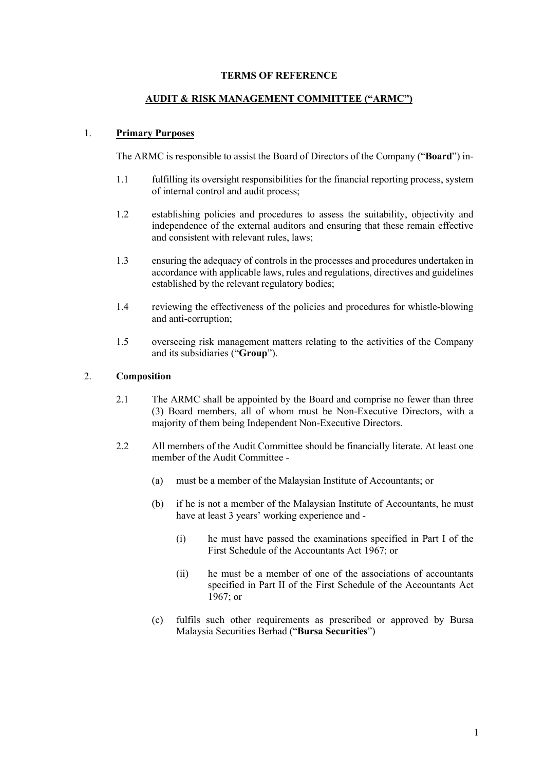**TERMS OF REFERENCE**

**AUDIT & RISK MANAGEMENT COMMITTEE ("ARMC")**

1. **Primary Purposes**

   The ARMC is responsible to assist the Board of Directors of the Company ("**Board**") in-

   1.1 fulfilling its oversight responsibilities for the financial reporting process, system of internal control and audit process;

   1.2 establishing policies and procedures to assess the suitability, objectivity and independence of the external auditors and ensuring that these remain effective and consistent with relevant rules, laws;

   1.3 ensuring the adequacy of controls in the processes and procedures undertaken in accordance with applicable laws, rules and regulations, directives and guidelines established by the relevant regulatory bodies;

   1.4 reviewing the effectiveness of the policies and procedures for whistle-blowing and anti-corruption;

   1.5 overseeing risk management matters relating to the activities of the Company and its subsidiaries ("**Group**").

2. **Composition**

   2.1 The ARMC shall be appointed by the Board and comprise no fewer than three (3) Board members, all of whom must be Non-Executive Directors, with a majority of them being Independent Non-Executive Directors.

   2.2 All members of the Audit Committee should be financially literate. At least one member of the Audit Committee -

   (a) must be a member of the Malaysian Institute of Accountants; or

   (b) if he is not a member of the Malaysian Institute of Accountants, he must have at least 3 years' working experience and -

   (i) he must have passed the examinations specified in Part I of the First Schedule of the Accountants Act 1967; or

   (ii) he must be a member of one of the associations of accountants specified in Part II of the First Schedule of the Accountants Act 1967; or

   (c) fulfils such other requirements as prescribed or approved by Bursa Malaysia Securities Berhad ("**Bursa Securities**")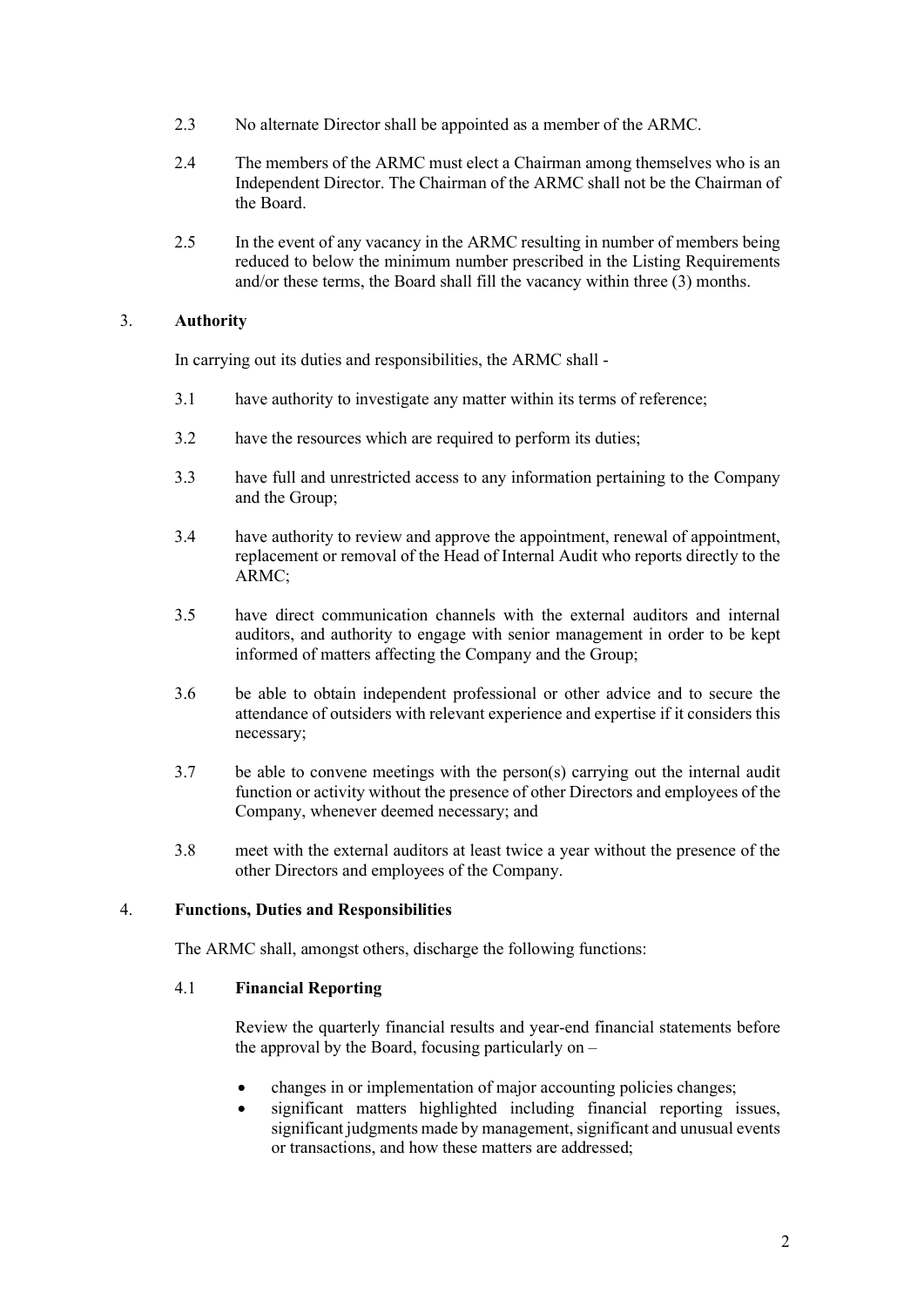2.3 No alternate Director shall be appointed as a member of the ARMC.

2.4 The members of the ARMC must elect a Chairman among themselves who is an Independent Director. The Chairman of the ARMC shall not be the Chairman of the Board.

2.5 In the event of any vacancy in the ARMC resulting in number of members being reduced to below the minimum number prescribed in the Listing Requirements and/or these terms, the Board shall fill the vacancy within three (3) months.

## 3. Authority

In carrying out its duties and responsibilities, the ARMC shall -

3.1 have authority to investigate any matter within its terms of reference;

3.2 have the resources which are required to perform its duties;

3.3 have full and unrestricted access to any information pertaining to the Company and the Group;

3.4 have authority to review and approve the appointment, renewal of appointment, replacement or removal of the Head of Internal Audit who reports directly to the ARMC;

3.5 have direct communication channels with the external auditors and internal auditors, and authority to engage with senior management in order to be kept informed of matters affecting the Company and the Group;

3.6 be able to obtain independent professional or other advice and to secure the attendance of outsiders with relevant experience and expertise if it considers this necessary;

3.7 be able to convene meetings with the person(s) carrying out the internal audit function or activity without the presence of other Directors and employees of the Company, whenever deemed necessary; and

3.8 meet with the external auditors at least twice a year without the presence of the other Directors and employees of the Company.

## 4. Functions, Duties and Responsibilities

The ARMC shall, amongst others, discharge the following functions:

### 4.1 Financial Reporting

Review the quarterly financial results and year-end financial statements before the approval by the Board, focusing particularly on –

- changes in or implementation of major accounting policies changes;
- significant matters highlighted including financial reporting issues, significant judgments made by management, significant and unusual events or transactions, and how these matters are addressed;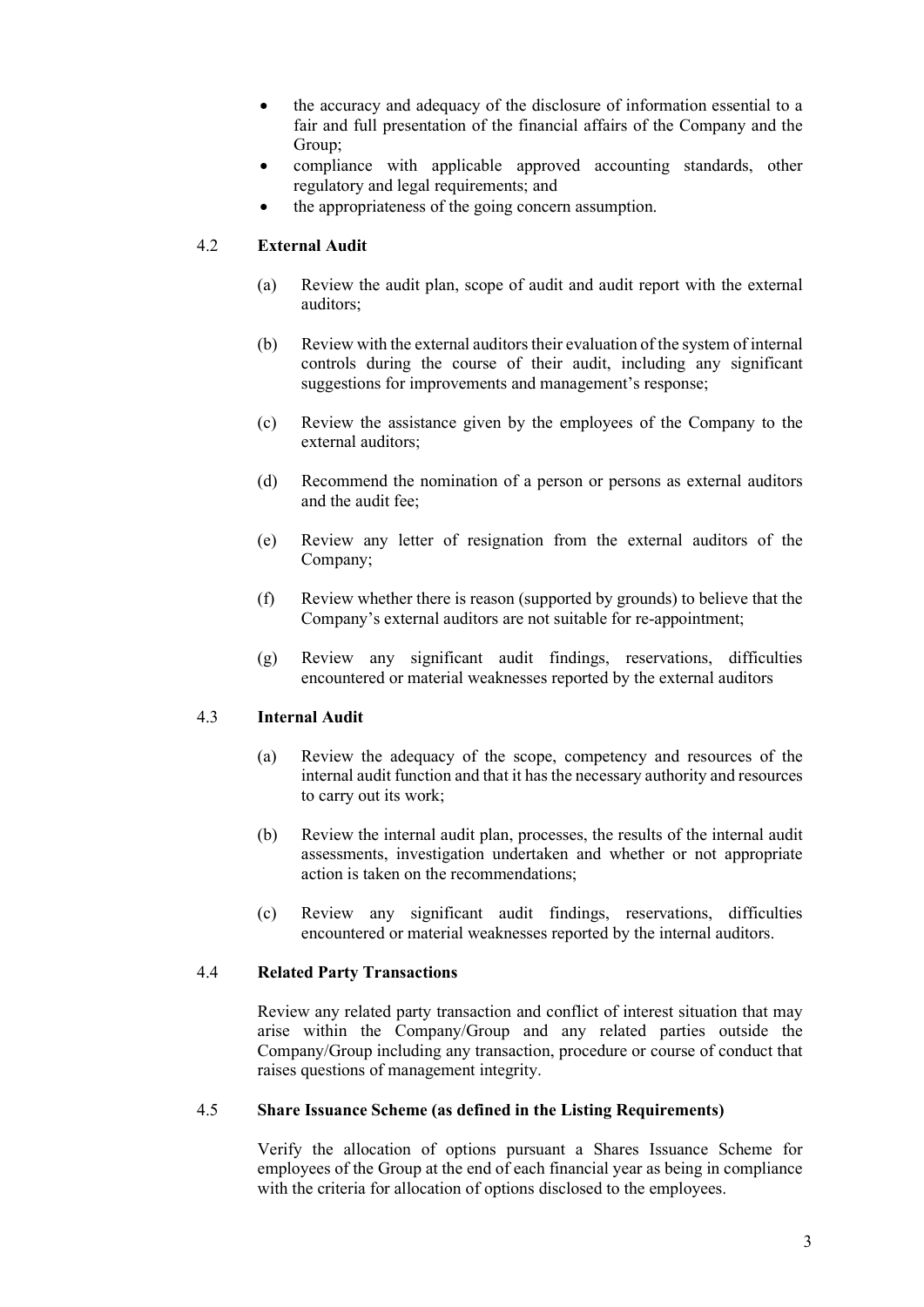- the accuracy and adequacy of the disclosure of information essential to a fair and full presentation of the financial affairs of the Company and the Group;
- compliance with applicable approved accounting standards, other regulatory and legal requirements; and
- the appropriateness of the going concern assumption.

### 4.2 External Audit

(a) Review the audit plan, scope of audit and audit report with the external auditors;

(b) Review with the external auditors their evaluation of the system of internal controls during the course of their audit, including any significant suggestions for improvements and management's response;

(c) Review the assistance given by the employees of the Company to the external auditors;

(d) Recommend the nomination of a person or persons as external auditors and the audit fee;

(e) Review any letter of resignation from the external auditors of the Company;

(f) Review whether there is reason (supported by grounds) to believe that the Company's external auditors are not suitable for re-appointment;

(g) Review any significant audit findings, reservations, difficulties encountered or material weaknesses reported by the external auditors

### 4.3 Internal Audit

(a) Review the adequacy of the scope, competency and resources of the internal audit function and that it has the necessary authority and resources to carry out its work;

(b) Review the internal audit plan, processes, the results of the internal audit assessments, investigation undertaken and whether or not appropriate action is taken on the recommendations;

(c) Review any significant audit findings, reservations, difficulties encountered or material weaknesses reported by the internal auditors.

### 4.4 Related Party Transactions

Review any related party transaction and conflict of interest situation that may arise within the Company/Group and any related parties outside the Company/Group including any transaction, procedure or course of conduct that raises questions of management integrity.

### 4.5 Share Issuance Scheme (as defined in the Listing Requirements)

Verify the allocation of options pursuant a Shares Issuance Scheme for employees of the Group at the end of each financial year as being in compliance with the criteria for allocation of options disclosed to the employees.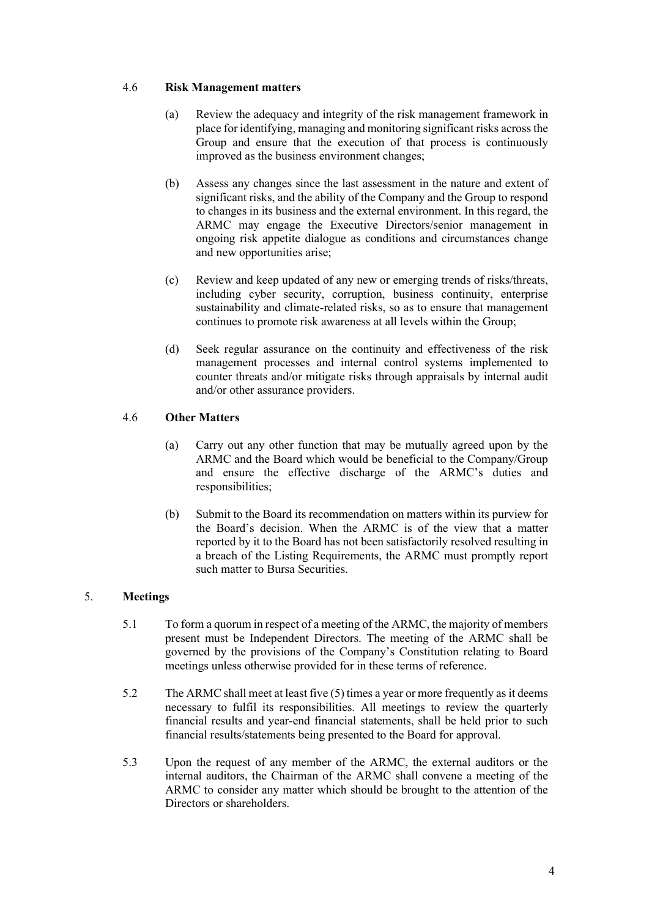### 4.6 **Risk Management matters**

(a) Review the adequacy and integrity of the risk management framework in place for identifying, managing and monitoring significant risks across the Group and ensure that the execution of that process is continuously improved as the business environment changes;

(b) Assess any changes since the last assessment in the nature and extent of significant risks, and the ability of the Company and the Group to respond to changes in its business and the external environment. In this regard, the ARMC may engage the Executive Directors/senior management in ongoing risk appetite dialogue as conditions and circumstances change and new opportunities arise;

(c) Review and keep updated of any new or emerging trends of risks/threats, including cyber security, corruption, business continuity, enterprise sustainability and climate-related risks, so as to ensure that management continues to promote risk awareness at all levels within the Group;

(d) Seek regular assurance on the continuity and effectiveness of the risk management processes and internal control systems implemented to counter threats and/or mitigate risks through appraisals by internal audit and/or other assurance providers.

### 4.6 **Other Matters**

(a) Carry out any other function that may be mutually agreed upon by the ARMC and the Board which would be beneficial to the Company/Group and ensure the effective discharge of the ARMC's duties and responsibilities;

(b) Submit to the Board its recommendation on matters within its purview for the Board's decision. When the ARMC is of the view that a matter reported by it to the Board has not been satisfactorily resolved resulting in a breach of the Listing Requirements, the ARMC must promptly report such matter to Bursa Securities.

## 5. **Meetings**

5.1 To form a quorum in respect of a meeting of the ARMC, the majority of members present must be Independent Directors. The meeting of the ARMC shall be governed by the provisions of the Company's Constitution relating to Board meetings unless otherwise provided for in these terms of reference.

5.2 The ARMC shall meet at least five (5) times a year or more frequently as it deems necessary to fulfil its responsibilities. All meetings to review the quarterly financial results and year-end financial statements, shall be held prior to such financial results/statements being presented to the Board for approval.

5.3 Upon the request of any member of the ARMC, the external auditors or the internal auditors, the Chairman of the ARMC shall convene a meeting of the ARMC to consider any matter which should be brought to the attention of the Directors or shareholders.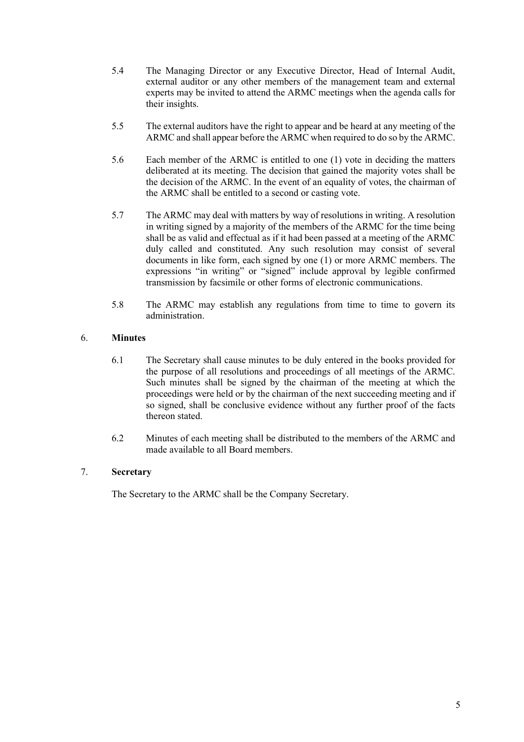5.4 The Managing Director or any Executive Director, Head of Internal Audit, external auditor or any other members of the management team and external experts may be invited to attend the ARMC meetings when the agenda calls for their insights.

5.5 The external auditors have the right to appear and be heard at any meeting of the ARMC and shall appear before the ARMC when required to do so by the ARMC.

5.6 Each member of the ARMC is entitled to one (1) vote in deciding the matters deliberated at its meeting. The decision that gained the majority votes shall be the decision of the ARMC. In the event of an equality of votes, the chairman of the ARMC shall be entitled to a second or casting vote.

5.7 The ARMC may deal with matters by way of resolutions in writing. A resolution in writing signed by a majority of the members of the ARMC for the time being shall be as valid and effectual as if it had been passed at a meeting of the ARMC duly called and constituted. Any such resolution may consist of several documents in like form, each signed by one (1) or more ARMC members. The expressions "in writing" or "signed" include approval by legible confirmed transmission by facsimile or other forms of electronic communications.

5.8 The ARMC may establish any regulations from time to time to govern its administration.

## 6. **Minutes**

6.1 The Secretary shall cause minutes to be duly entered in the books provided for the purpose of all resolutions and proceedings of all meetings of the ARMC. Such minutes shall be signed by the chairman of the meeting at which the proceedings were held or by the chairman of the next succeeding meeting and if so signed, shall be conclusive evidence without any further proof of the facts thereon stated.

6.2 Minutes of each meeting shall be distributed to the members of the ARMC and made available to all Board members.

## 7. **Secretary**

The Secretary to the ARMC shall be the Company Secretary.